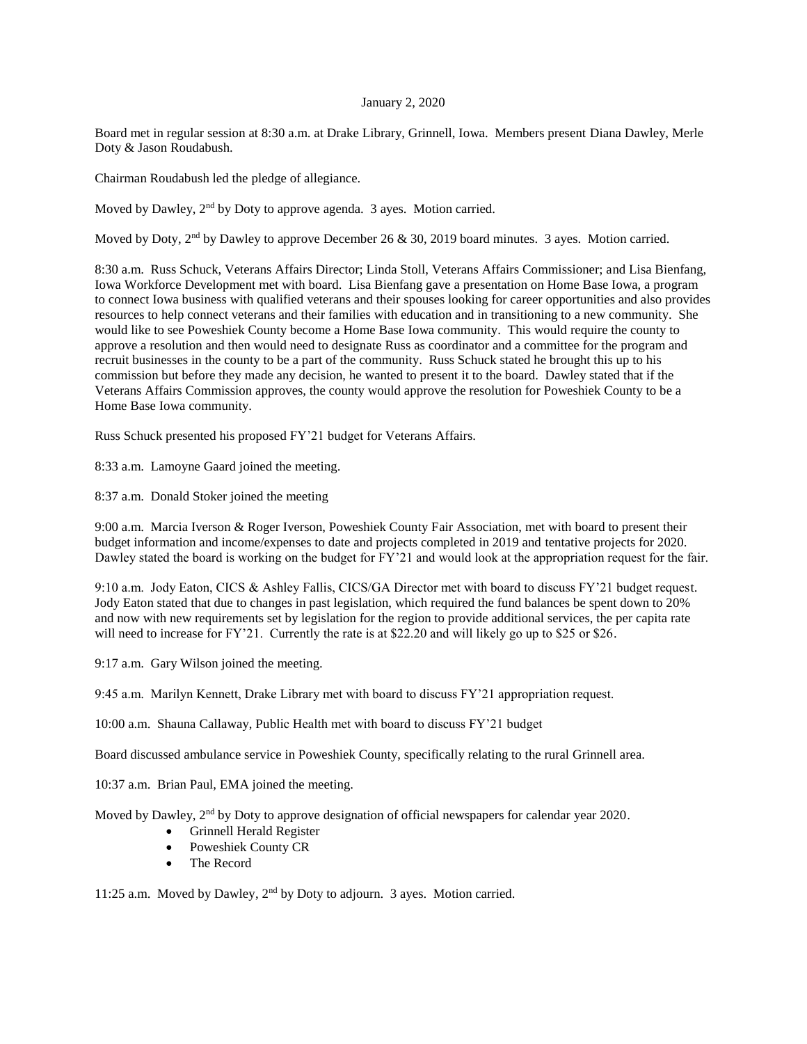January 2, 2020

Board met in regular session at 8:30 a.m. at Drake Library, Grinnell, Iowa. Members present Diana Dawley, Merle Doty & Jason Roudabush.

Chairman Roudabush led the pledge of allegiance.

Moved by Dawley, 2nd by Doty to approve agenda. 3 ayes. Motion carried.

Moved by Doty, 2nd by Dawley to approve December 26 & 30, 2019 board minutes. 3 ayes. Motion carried.

8:30 a.m. Russ Schuck, Veterans Affairs Director; Linda Stoll, Veterans Affairs Commissioner; and Lisa Bienfang, Iowa Workforce Development met with board. Lisa Bienfang gave a presentation on Home Base Iowa, a program to connect Iowa business with qualified veterans and their spouses looking for career opportunities and also provides resources to help connect veterans and their families with education and in transitioning to a new community. She would like to see Poweshiek County become a Home Base Iowa community. This would require the county to approve a resolution and then would need to designate Russ as coordinator and a committee for the program and recruit businesses in the county to be a part of the community. Russ Schuck stated he brought this up to his commission but before they made any decision, he wanted to present it to the board. Dawley stated that if the Veterans Affairs Commission approves, the county would approve the resolution for Poweshiek County to be a Home Base Iowa community.

Russ Schuck presented his proposed FY'21 budget for Veterans Affairs.

8:33 a.m. Lamoyne Gaard joined the meeting.

8:37 a.m. Donald Stoker joined the meeting

9:00 a.m. Marcia Iverson & Roger Iverson, Poweshiek County Fair Association, met with board to present their budget information and income/expenses to date and projects completed in 2019 and tentative projects for 2020. Dawley stated the board is working on the budget for FY'21 and would look at the appropriation request for the fair.

9:10 a.m. Jody Eaton, CICS & Ashley Fallis, CICS/GA Director met with board to discuss FY'21 budget request. Jody Eaton stated that due to changes in past legislation, which required the fund balances be spent down to 20% and now with new requirements set by legislation for the region to provide additional services, the per capita rate will need to increase for FY'21. Currently the rate is at $22.20 and will likely go up to $25 or $26.

9:17 a.m. Gary Wilson joined the meeting.

9:45 a.m. Marilyn Kennett, Drake Library met with board to discuss FY'21 appropriation request.

10:00 a.m. Shauna Callaway, Public Health met with board to discuss FY'21 budget

Board discussed ambulance service in Poweshiek County, specifically relating to the rural Grinnell area.

10:37 a.m. Brian Paul, EMA joined the meeting.

Moved by Dawley, 2nd by Doty to approve designation of official newspapers for calendar year 2020.

- Grinnell Herald Register
- Poweshiek County CR
- The Record

11:25 a.m. Moved by Dawley, 2nd by Doty to adjourn. 3 ayes. Motion carried.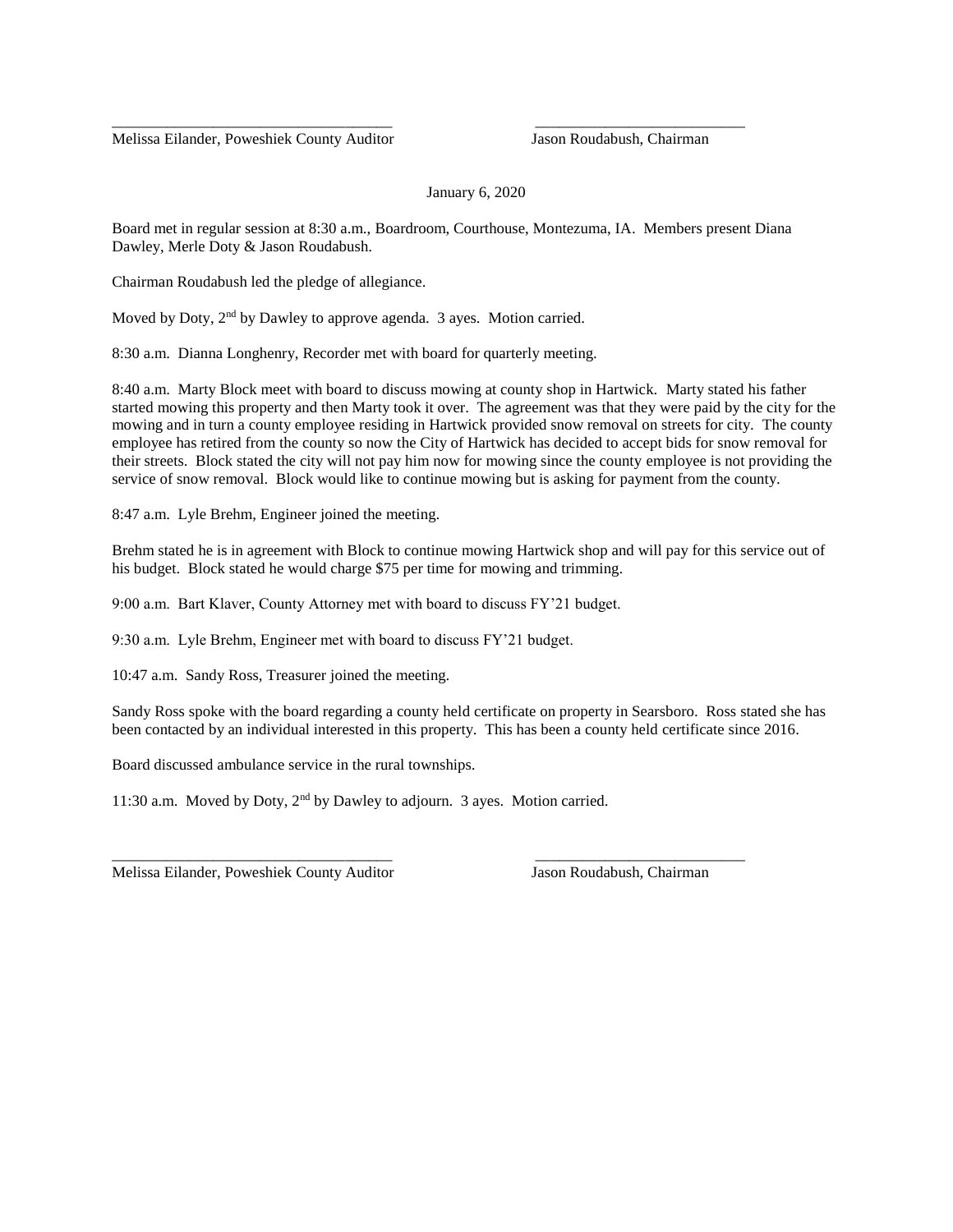\_\_\_\_\_\_\_\_\_\_\_\_\_\_\_\_\_\_\_\_\_\_\_\_\_\_\_\_\_\_\_\_\_\_\_\_ \_\_\_\_\_\_\_\_\_\_\_\_\_\_\_\_\_\_\_\_\_\_\_\_\_\_\_

Melissa Eilander, Poweshiek County Auditor Jason Roudabush, Chairman

January 6, 2020

Board met in regular session at 8:30 a.m., Boardroom, Courthouse, Montezuma, IA. Members present Diana Dawley, Merle Doty & Jason Roudabush.

Chairman Roudabush led the pledge of allegiance.

Moved by Doty, 2nd by Dawley to approve agenda. 3 ayes. Motion carried.

8:30 a.m. Dianna Longhenry, Recorder met with board for quarterly meeting.

8:40 a.m. Marty Block meet with board to discuss mowing at county shop in Hartwick. Marty stated his father started mowing this property and then Marty took it over. The agreement was that they were paid by the city for the mowing and in turn a county employee residing in Hartwick provided snow removal on streets for city. The county employee has retired from the county so now the City of Hartwick has decided to accept bids for snow removal for their streets. Block stated the city will not pay him now for mowing since the county employee is not providing the service of snow removal. Block would like to continue mowing but is asking for payment from the county.

8:47 a.m. Lyle Brehm, Engineer joined the meeting.

Brehm stated he is in agreement with Block to continue mowing Hartwick shop and will pay for this service out of his budget. Block stated he would charge $75 per time for mowing and trimming.

9:00 a.m. Bart Klaver, County Attorney met with board to discuss FY'21 budget.

9:30 a.m. Lyle Brehm, Engineer met with board to discuss FY'21 budget.

10:47 a.m. Sandy Ross, Treasurer joined the meeting.

Sandy Ross spoke with the board regarding a county held certificate on property in Searsboro. Ross stated she has been contacted by an individual interested in this property. This has been a county held certificate since 2016.

Board discussed ambulance service in the rural townships.

11:30 a.m. Moved by Doty, 2nd by Dawley to adjourn. 3 ayes. Motion carried.

\_\_\_\_\_\_\_\_\_\_\_\_\_\_\_\_\_\_\_\_\_\_\_\_\_\_\_\_\_\_\_\_\_\_\_\_ \_\_\_\_\_\_\_\_\_\_\_\_\_\_\_\_\_\_\_\_\_\_\_\_\_\_\_

Melissa Eilander, Poweshiek County Auditor Jason Roudabush, Chairman